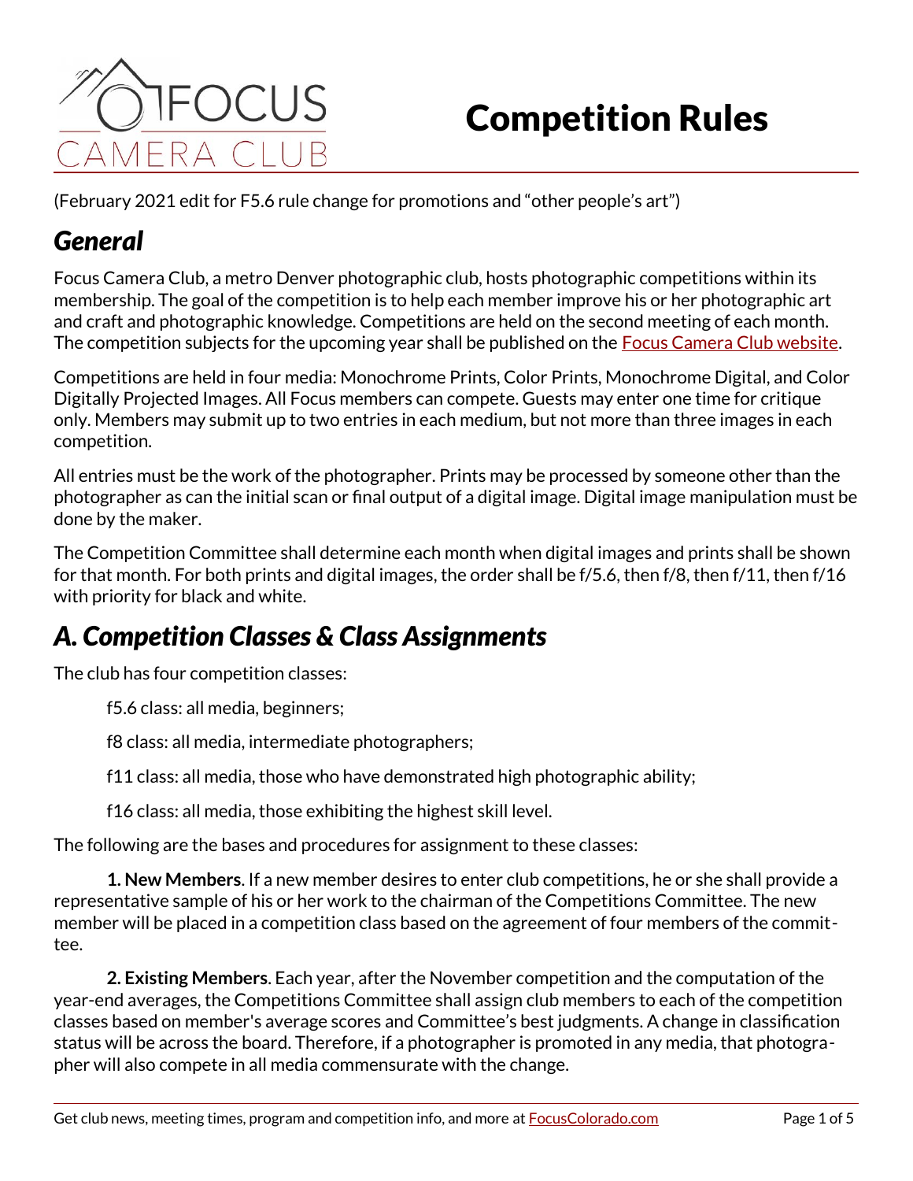# Competition Rules

(February 2021 edit for F5.6 rule change for promotions and "other people's art")

## *General*

Focus Camera Club, a metro Denver photographic club, hosts photographic competitions within its membership. The goal of the competition is to help each member improve his or her photographic art and craft and photographic knowledge. Competitions are held on the second meeting of each month. The competition subjects for the upcoming year shall be published on the Focus Camera Club website.

Competitions are held in four media: Monochrome Prints, Color Prints, Monochrome Digital, and Color Digitally Projected Images. All Focus members can compete. Guests may enter one time for critique only. Members may submit up to two entries in each medium, but not more than three images in each competition.

All entries must be the work of the photographer. Prints may be processed by someone other than the photographer as can the initial scan or final output of a digital image. Digital image manipulation must be done by the maker.

The Competition Committee shall determine each month when digital images and prints shall be shown for that month. For both prints and digital images, the order shall be f/5.6, then f/8, then f/11, then f/16 with priority for black and white.

## *A. Competition Classes & Class Assignments*

The club has four competition classes:

f5.6 class: all media, beginners;

f8 class: all media, intermediate photographers;

f11 class: all media, those who have demonstrated high photographic ability;

f16 class: all media, those exhibiting the highest skill level.

The following are the bases and procedures for assignment to these classes:

**1. New Members**. If a new member desires to enter club competitions, he or she shall provide a representative sample of his or her work to the chairman of the Competitions Committee. The new member will be placed in a competition class based on the agreement of four members of the committee.

**2. Existing Members**. Each year, after the November competition and the computation of the year-end averages, the Competitions Committee shall assign club members to each of the competition classes based on member's average scores and Committee's best judgments. A change in classification status will be across the board. Therefore, if a photographer is promoted in any media, that photographer will also compete in all media commensurate with the change.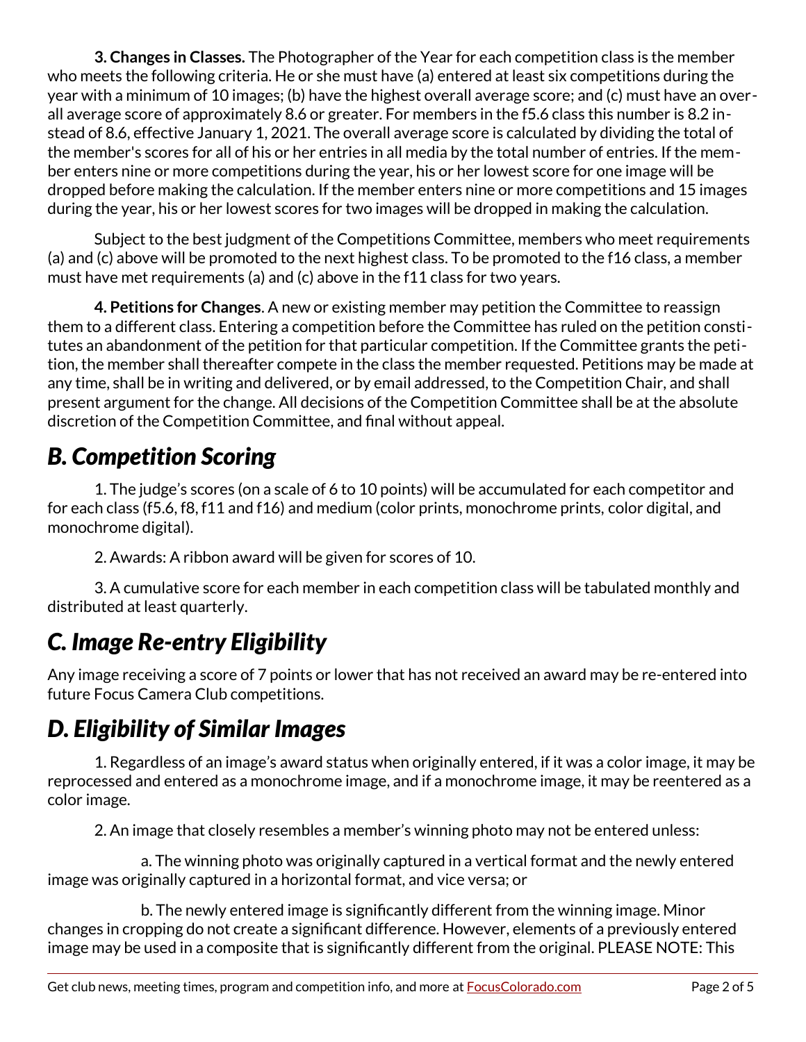**3. Changes in Classes.** The Photographer of the Year for each competition class is the member who meets the following criteria. He or she must have (a) entered at least six competitions during the year with a minimum of 10 images; (b) have the highest overall average score; and (c) must have an overall average score of approximately 8.6 or greater. For members in the f5.6 class this number is 8.2 instead of 8.6, effective January 1, 2021. The overall average score is calculated by dividing the total of the member's scores for all of his or her entries in all media by the total number of entries. If the member enters nine or more competitions during the year, his or her lowest score for one image will be dropped before making the calculation. If the member enters nine or more competitions and 15 images during the year, his or her lowest scores for two images will be dropped in making the calculation.

Subject to the best judgment of the Competitions Committee, members who meet requirements (a) and (c) above will be promoted to the next highest class. To be promoted to the f16 class, a member must have met requirements (a) and (c) above in the f11 class for two years.

**4. Petitions for Changes**. A new or existing member may petition the Committee to reassign them to a different class. Entering a competition before the Committee has ruled on the petition constitutes an abandonment of the petition for that particular competition. If the Committee grants the petition, the member shall thereafter compete in the class the member requested. Petitions may be made at any time, shall be in writing and delivered, or by email addressed, to the Competition Chair, and shall present argument for the change. All decisions of the Competition Committee shall be at the absolute discretion of the Competition Committee, and final without appeal.

## *B. Competition Scoring*

1. The judge's scores (on a scale of 6 to 10 points) will be accumulated for each competitor and for each class (f5.6, f8, f11 and f16) and medium (color prints, monochrome prints, color digital, and monochrome digital).

2. Awards: A ribbon award will be given for scores of 10.

3. A cumulative score for each member in each competition class will be tabulated monthly and distributed at least quarterly.

## *C. Image Re-entry Eligibility*

Any image receiving a score of 7 points or lower that has not received an award may be re-entered into future Focus Camera Club competitions.

## *D. Eligibility of Similar Images*

1. Regardless of an image's award status when originally entered, if it was a color image, it may be reprocessed and entered as a monochrome image, and if a monochrome image, it may be reentered as a color image.

2. An image that closely resembles a member's winning photo may not be entered unless:

a. The winning photo was originally captured in a vertical format and the newly entered image was originally captured in a horizontal format, and vice versa; or

b. The newly entered image is significantly different from the winning image. Minor changes in cropping do not create a significant difference. However, elements of a previously entered image may be used in a composite that is significantly different from the original. PLEASE NOTE: This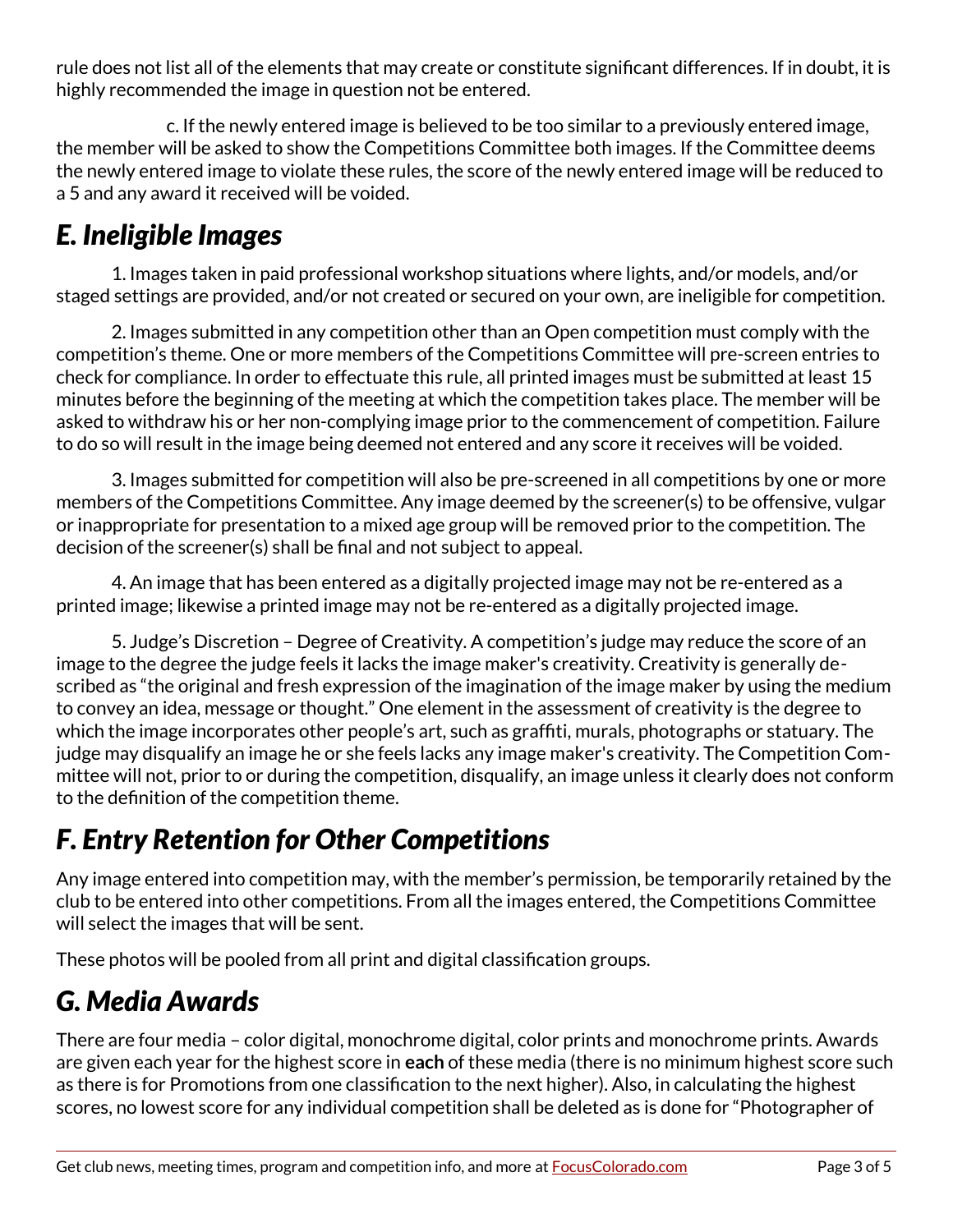rule does not list all of the elements that may create or constitute significant differences. If in doubt, it is highly recommended the image in question not be entered.

c. If the newly entered image is believed to be too similar to a previously entered image, the member will be asked to show the Competitions Committee both images. If the Committee deems the newly entered image to violate these rules, the score of the newly entered image will be reduced to a 5 and any award it received will be voided.

## *E. Ineligible Images*

1. Images taken in paid professional workshop situations where lights, and/or models, and/or staged settings are provided, and/or not created or secured on your own, are ineligible for competition.

2. Images submitted in any competition other than an Open competition must comply with the competition's theme. One or more members of the Competitions Committee will pre-screen entries to check for compliance. In order to effectuate this rule, all printed images must be submitted at least 15 minutes before the beginning of the meeting at which the competition takes place. The member will be asked to withdraw his or her non-complying image prior to the commencement of competition. Failure to do so will result in the image being deemed not entered and any score it receives will be voided.

3. Images submitted for competition will also be pre-screened in all competitions by one or more members of the Competitions Committee. Any image deemed by the screener(s) to be offensive, vulgar or inappropriate for presentation to a mixed age group will be removed prior to the competition. The decision of the screener(s) shall be final and not subject to appeal.

4. An image that has been entered as a digitally projected image may not be re-entered as a printed image; likewise a printed image may not be re-entered as a digitally projected image.

5. Judge's Discretion – Degree of Creativity. A competition's judge may reduce the score of an image to the degree the judge feels it lacks the image maker's creativity. Creativity is generally described as "the original and fresh expression of the imagination of the image maker by using the medium to convey an idea, message or thought." One element in the assessment of creativity is the degree to which the image incorporates other people's art, such as graffiti, murals, photographs or statuary. The judge may disqualify an image he or she feels lacks any image maker's creativity. The Competition Committee will not, prior to or during the competition, disqualify, an image unless it clearly does not conform to the definition of the competition theme.

## *F. Entry Retention for Other Competitions*

Any image entered into competition may, with the member's permission, be temporarily retained by the club to be entered into other competitions. From all the images entered, the Competitions Committee will select the images that will be sent.

These photos will be pooled from all print and digital classification groups.

## *G. Media Awards*

There are four media – color digital, monochrome digital, color prints and monochrome prints. Awards are given each year for the highest score in **each** of these media (there is no minimum highest score such as there is for Promotions from one classification to the next higher). Also, in calculating the highest scores, no lowest score for any individual competition shall be deleted as is done for "Photographer of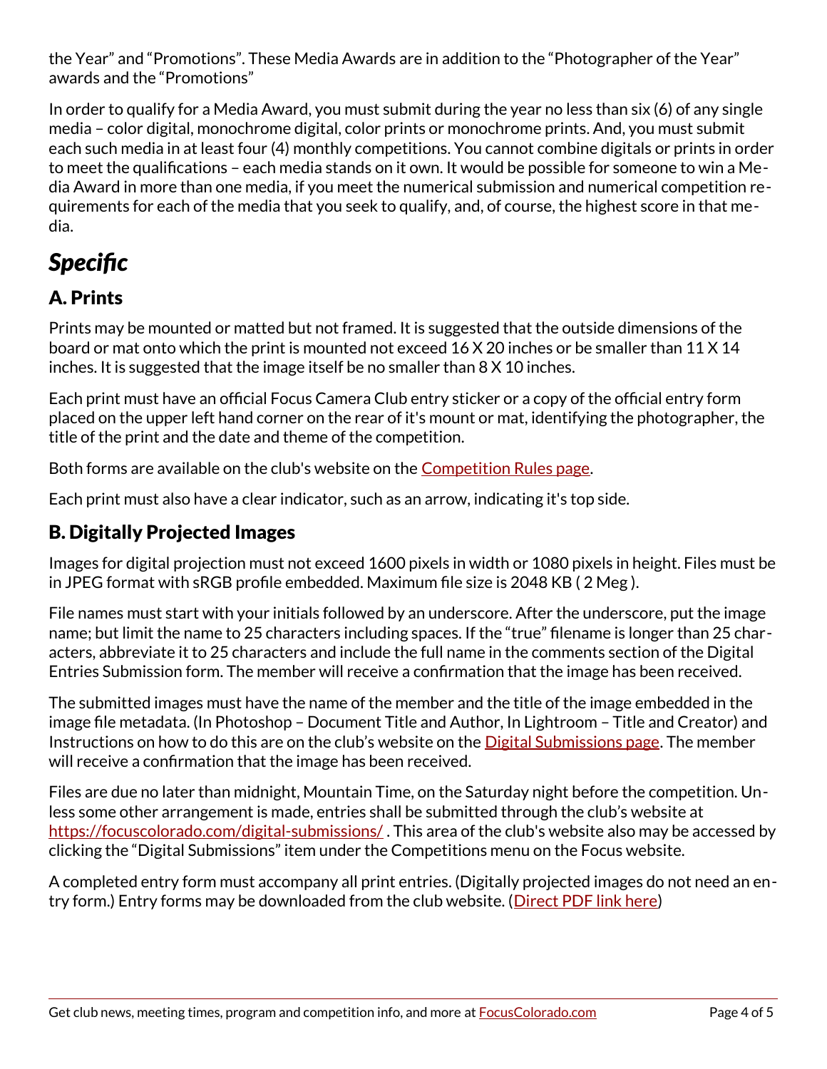the Year" and "Promotions". These Media Awards are in addition to the "Photographer of the Year" awards and the "Promotions"

In order to qualify for a Media Award, you must submit during the year no less than six (6) of any single media – color digital, monochrome digital, color prints or monochrome prints. And, you must submit each such media in at least four (4) monthly competitions. You cannot combine digitals or prints in order to meet the qualifications – each media stands on it own. It would be possible for someone to win a Media Award in more than one media, if you meet the numerical submission and numerical competition requirements for each of the media that you seek to qualify, and, of course, the highest score in that media.

# *Specific*

## A. Prints

Prints may be mounted or matted but not framed. It is suggested that the outside dimensions of the board or mat onto which the print is mounted not exceed 16 X 20 inches or be smaller than 11 X 14 inches. It is suggested that the image itself be no smaller than 8 X 10 inches.

Each print must have an official Focus Camera Club entry sticker or a copy of the official entry form placed on the upper left hand corner on the rear of it's mount or mat, identifying the photographer, the title of the print and the date and theme of the competition.

Both forms are available on the club's website on the [Competition Rules page](#).

Each print must also have a clear indicator, such as an arrow, indicating it's top side.

## B. Digitally Projected Images

Images for digital projection must not exceed 1600 pixels in width or 1080 pixels in height. Files must be in JPEG format with sRGB profile embedded. Maximum file size is 2048 KB ( 2 Meg ).

File names must start with your initials followed by an underscore. After the underscore, put the image name; but limit the name to 25 characters including spaces. If the "true" filename is longer than 25 characters, abbreviate it to 25 characters and include the full name in the comments section of the Digital Entries Submission form. The member will receive a confirmation that the image has been received.

The submitted images must have the name of the member and the title of the image embedded in the image file metadata. (In Photoshop – Document Title and Author, In Lightroom – Title and Creator) and Instructions on how to do this are on the club's website on the [Digital Submissions page](#). The member will receive a confirmation that the image has been received.

Files are due no later than midnight, Mountain Time, on the Saturday night before the competition. Unless some other arrangement is made, entries shall be submitted through the club's website at [https://focuscolorado.com/digital-submissions/](https://focuscolorado.com/digital-submissions/) . This area of the club's website also may be accessed by clicking the "Digital Submissions" item under the Competitions menu on the Focus website.

A completed entry form must accompany all print entries. (Digitally projected images do not need an entry form.) Entry forms may be downloaded from the club website. ([Direct PDF link here](#))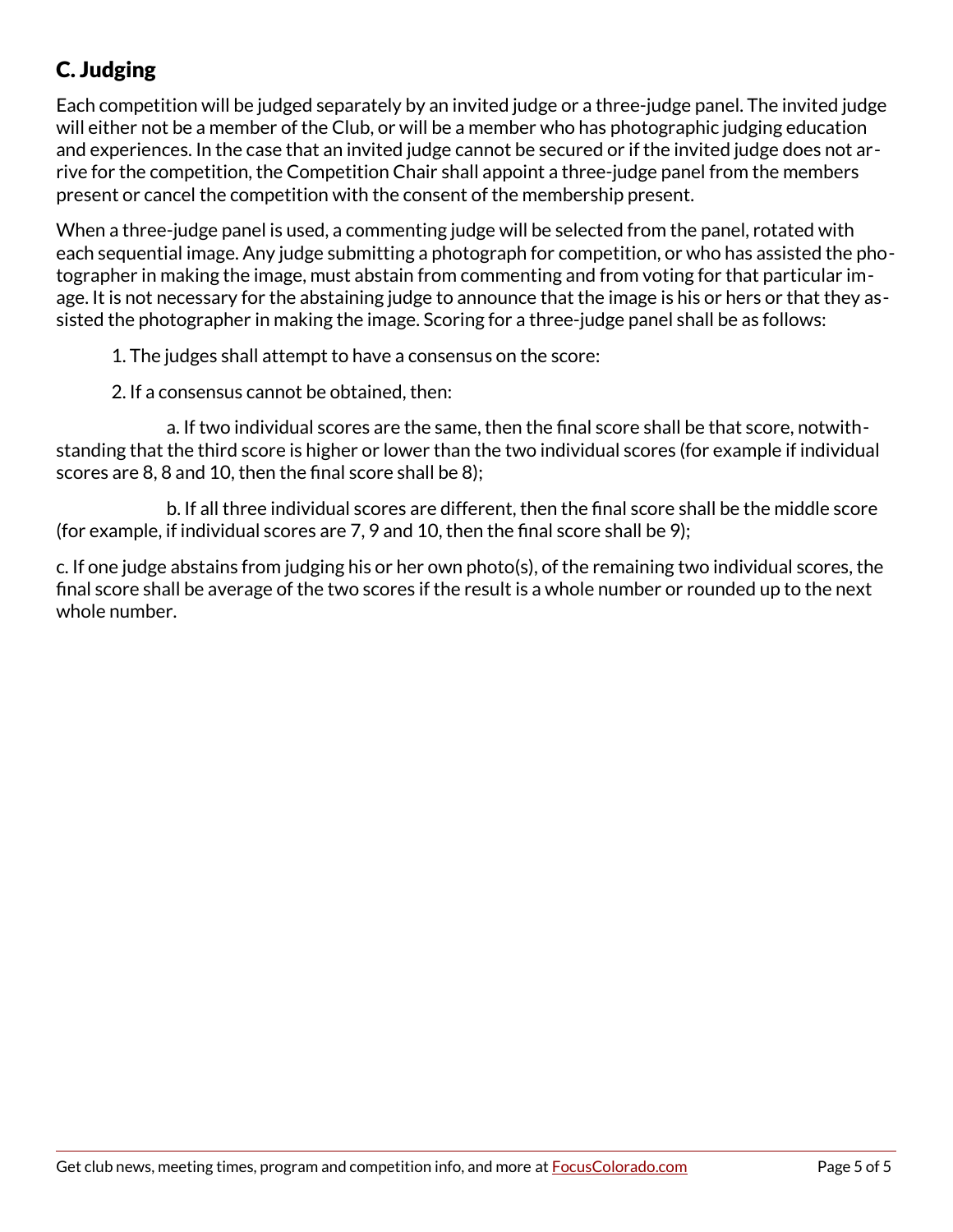## C. Judging

Each competition will be judged separately by an invited judge or a three-judge panel. The invited judge will either not be a member of the Club, or will be a member who has photographic judging education and experiences. In the case that an invited judge cannot be secured or if the invited judge does not arrive for the competition, the Competition Chair shall appoint a three-judge panel from the members present or cancel the competition with the consent of the membership present.

When a three-judge panel is used, a commenting judge will be selected from the panel, rotated with each sequential image. Any judge submitting a photograph for competition, or who has assisted the photographer in making the image, must abstain from commenting and from voting for that particular image. It is not necessary for the abstaining judge to announce that the image is his or hers or that they assisted the photographer in making the image. Scoring for a three-judge panel shall be as follows:

1. The judges shall attempt to have a consensus on the score:
2. If a consensus cannot be obtained, then:

    a. If two individual scores are the same, then the final score shall be that score, notwithstanding that the third score is higher or lower than the two individual scores (for example if individual scores are 8, 8 and 10, then the final score shall be 8);

    b. If all three individual scores are different, then the final score shall be the middle score (for example, if individual scores are 7, 9 and 10, then the final score shall be 9);

c. If one judge abstains from judging his or her own photo(s), of the remaining two individual scores, the final score shall be average of the two scores if the result is a whole number or rounded up to the next whole number.

Get club news, meeting times, program and competition info, and more at [FocusColorado.com](http://FocusColorado.com)